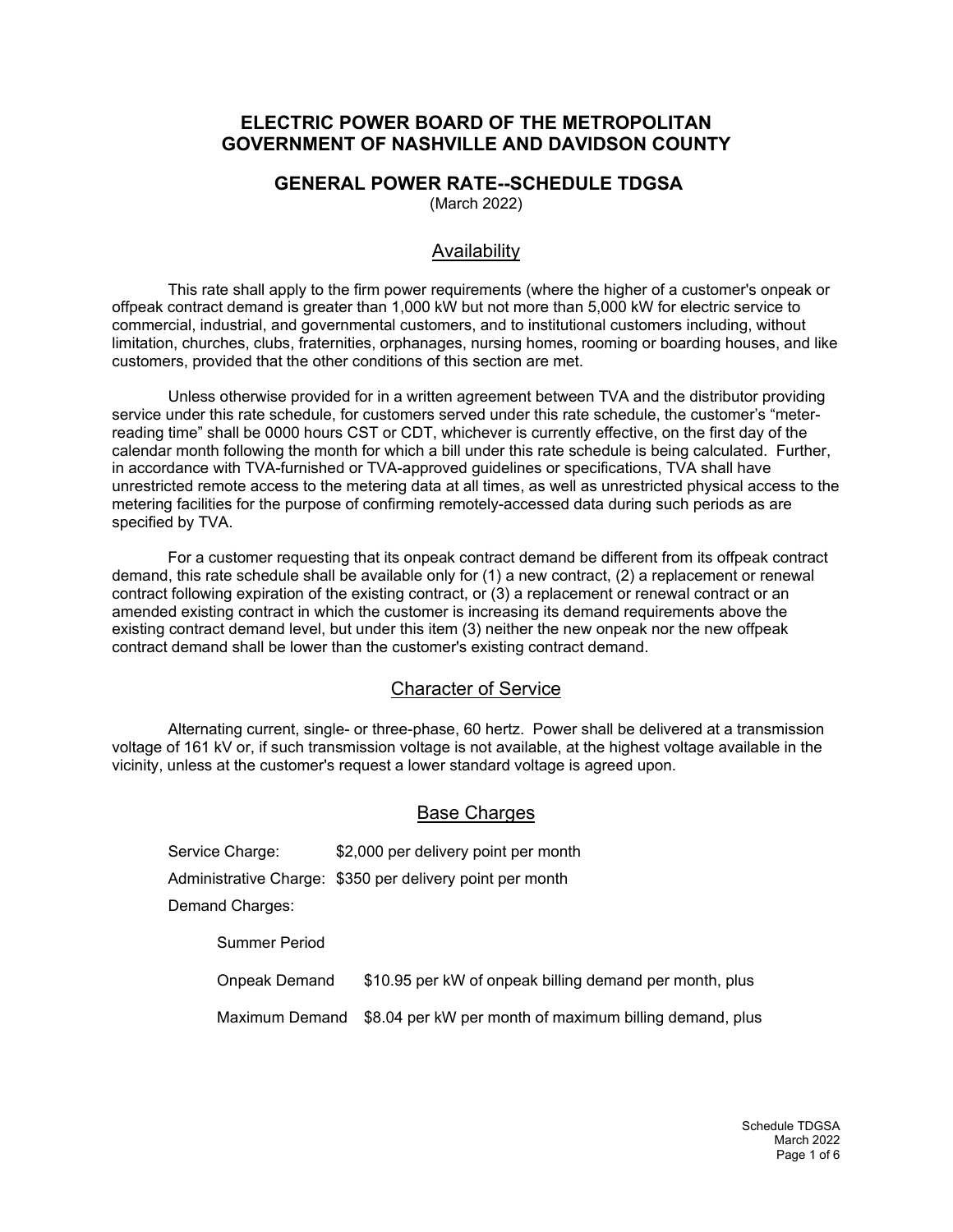# ELECTRIC POWER BOARD OF THE METROPOLITAN GOVERNMENT OF NASHVILLE AND DAVIDSON COUNTY

## GENERAL POWER RATE--SCHEDULE TDGSA

(March 2022)

### Availability

This rate shall apply to the firm power requirements (where the higher of a customer's onpeak or offpeak contract demand is greater than 1,000 kW but not more than 5,000 kW for electric service to commercial, industrial, and governmental customers, and to institutional customers including, without limitation, churches, clubs, fraternities, orphanages, nursing homes, rooming or boarding houses, and like customers, provided that the other conditions of this section are met.

Unless otherwise provided for in a written agreement between TVA and the distributor providing service under this rate schedule, for customers served under this rate schedule, the customer's "meter-reading time" shall be 0000 hours CST or CDT, whichever is currently effective, on the first day of the calendar month following the month for which a bill under this rate schedule is being calculated. Further, in accordance with TVA-furnished or TVA-approved guidelines or specifications, TVA shall have unrestricted remote access to the metering data at all times, as well as unrestricted physical access to the metering facilities for the purpose of confirming remotely-accessed data during such periods as are specified by TVA.

For a customer requesting that its onpeak contract demand be different from its offpeak contract demand, this rate schedule shall be available only for (1) a new contract, (2) a replacement or renewal contract following expiration of the existing contract, or (3) a replacement or renewal contract or an amended existing contract in which the customer is increasing its demand requirements above the existing contract demand level, but under this item (3) neither the new onpeak nor the new offpeak contract demand shall be lower than the customer's existing contract demand.

### Character of Service

Alternating current, single- or three-phase, 60 hertz. Power shall be delivered at a transmission voltage of 161 kV or, if such transmission voltage is not available, at the highest voltage available in the vicinity, unless at the customer's request a lower standard voltage is agreed upon.

### Base Charges

Service Charge: $2,000 per delivery point per month

Administrative Charge: $350 per delivery point per month

Demand Charges:

Summer Period

Onpeak Demand $10.95 per kW of onpeak billing demand per month, plus

Maximum Demand $8.04 per kW per month of maximum billing demand, plus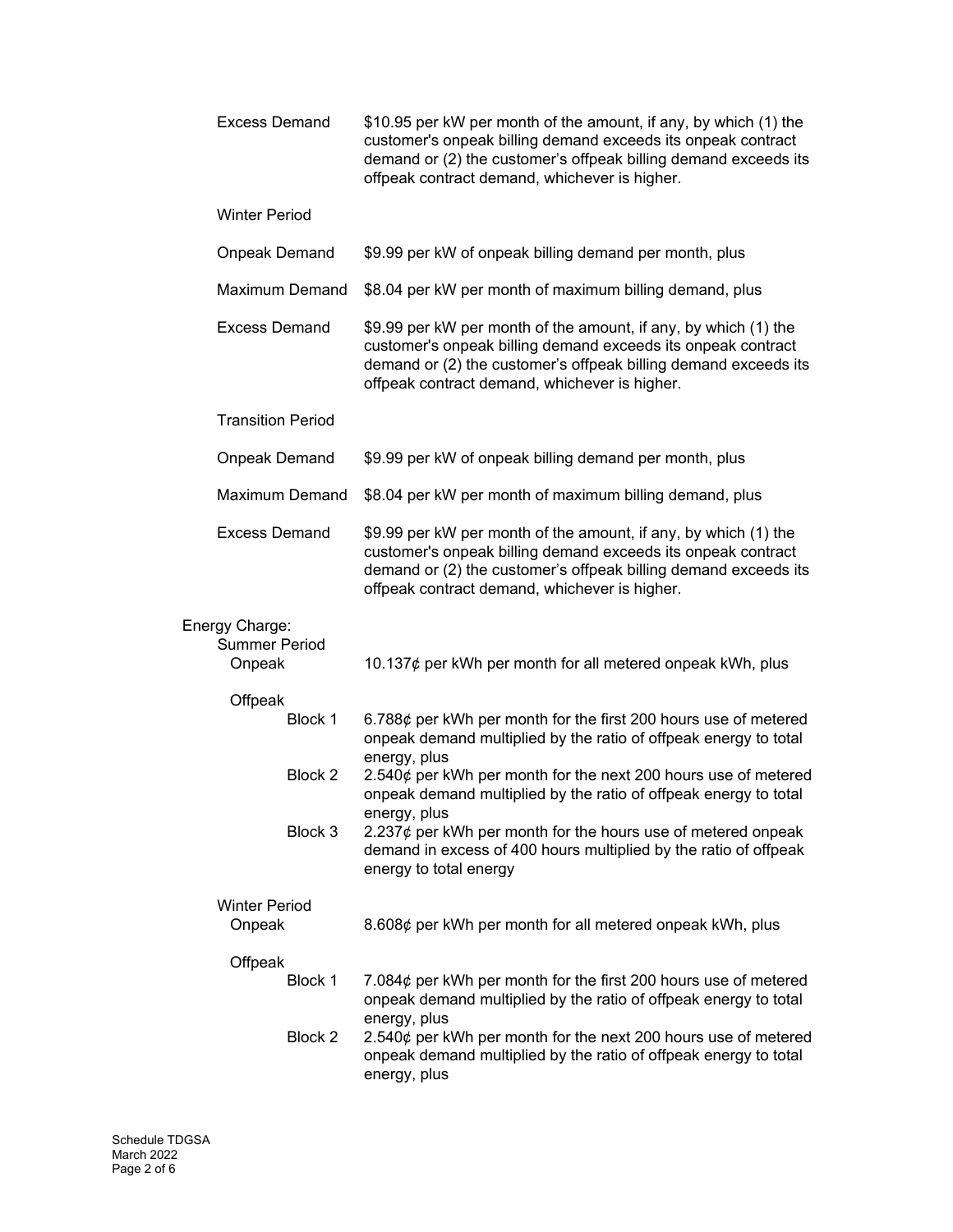Excess Demand — $10.95 per kW per month of the amount, if any, by which (1) the customer's onpeak billing demand exceeds its onpeak contract demand or (2) the customer's offpeak billing demand exceeds its offpeak contract demand, whichever is higher.

Winter Period

Onpeak Demand — $9.99 per kW of onpeak billing demand per month, plus

Maximum Demand — $8.04 per kW per month of maximum billing demand, plus

Excess Demand — $9.99 per kW per month of the amount, if any, by which (1) the customer's onpeak billing demand exceeds its onpeak contract demand or (2) the customer's offpeak billing demand exceeds its offpeak contract demand, whichever is higher.

Transition Period

Onpeak Demand — $9.99 per kW of onpeak billing demand per month, plus

Maximum Demand — $8.04 per kW per month of maximum billing demand, plus

Excess Demand — $9.99 per kW per month of the amount, if any, by which (1) the customer's onpeak billing demand exceeds its onpeak contract demand or (2) the customer's offpeak billing demand exceeds its offpeak contract demand, whichever is higher.

Energy Charge:

Summer Period

Onpeak — 10.137¢ per kWh per month for all metered onpeak kWh, plus

Offpeak

Block 1 — 6.788¢ per kWh per month for the first 200 hours use of metered onpeak demand multiplied by the ratio of offpeak energy to total energy, plus

Block 2 — 2.540¢ per kWh per month for the next 200 hours use of metered onpeak demand multiplied by the ratio of offpeak energy to total energy, plus

Block 3 — 2.237¢ per kWh per month for the hours use of metered onpeak demand in excess of 400 hours multiplied by the ratio of offpeak energy to total energy

Winter Period

Onpeak — 8.608¢ per kWh per month for all metered onpeak kWh, plus

Offpeak

Block 1 — 7.084¢ per kWh per month for the first 200 hours use of metered onpeak demand multiplied by the ratio of offpeak energy to total energy, plus

Block 2 — 2.540¢ per kWh per month for the next 200 hours use of metered onpeak demand multiplied by the ratio of offpeak energy to total energy, plus

Schedule TDGSA
March 2022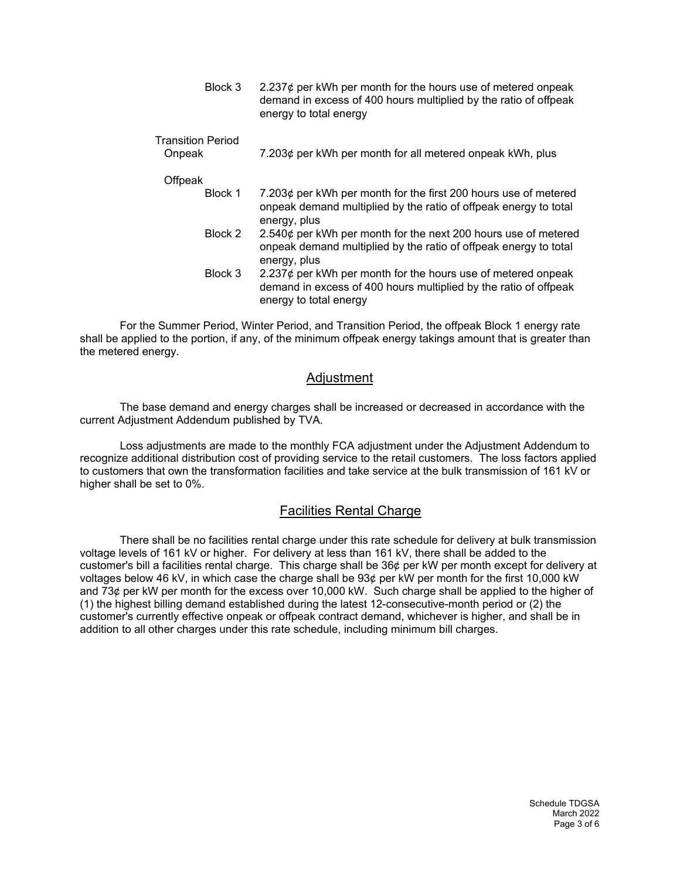| | | |
|---|---|---|
| | Block 3 | 2.237¢ per kWh per month for the hours use of metered onpeak demand in excess of 400 hours multiplied by the ratio of offpeak energy to total energy |
| Transition Period Onpeak | | 7.203¢ per kWh per month for all metered onpeak kWh, plus |
| Offpeak | Block 1 | 7.203¢ per kWh per month for the first 200 hours use of metered onpeak demand multiplied by the ratio of offpeak energy to total energy, plus |
| | Block 2 | 2.540¢ per kWh per month for the next 200 hours use of metered onpeak demand multiplied by the ratio of offpeak energy to total energy, plus |
| | Block 3 | 2.237¢ per kWh per month for the hours use of metered onpeak demand in excess of 400 hours multiplied by the ratio of offpeak energy to total energy |

For the Summer Period, Winter Period, and Transition Period, the offpeak Block 1 energy rate shall be applied to the portion, if any, of the minimum offpeak energy takings amount that is greater than the metered energy.

## Adjustment

The base demand and energy charges shall be increased or decreased in accordance with the current Adjustment Addendum published by TVA.

Loss adjustments are made to the monthly FCA adjustment under the Adjustment Addendum to recognize additional distribution cost of providing service to the retail customers. The loss factors applied to customers that own the transformation facilities and take service at the bulk transmission of 161 kV or higher shall be set to 0%.

## Facilities Rental Charge

There shall be no facilities rental charge under this rate schedule for delivery at bulk transmission voltage levels of 161 kV or higher. For delivery at less than 161 kV, there shall be added to the customer's bill a facilities rental charge. This charge shall be 36¢ per kW per month except for delivery at voltages below 46 kV, in which case the charge shall be 93¢ per kW per month for the first 10,000 kW and 73¢ per kW per month for the excess over 10,000 kW. Such charge shall be applied to the higher of (1) the highest billing demand established during the latest 12-consecutive-month period or (2) the customer's currently effective onpeak or offpeak contract demand, whichever is higher, and shall be in addition to all other charges under this rate schedule, including minimum bill charges.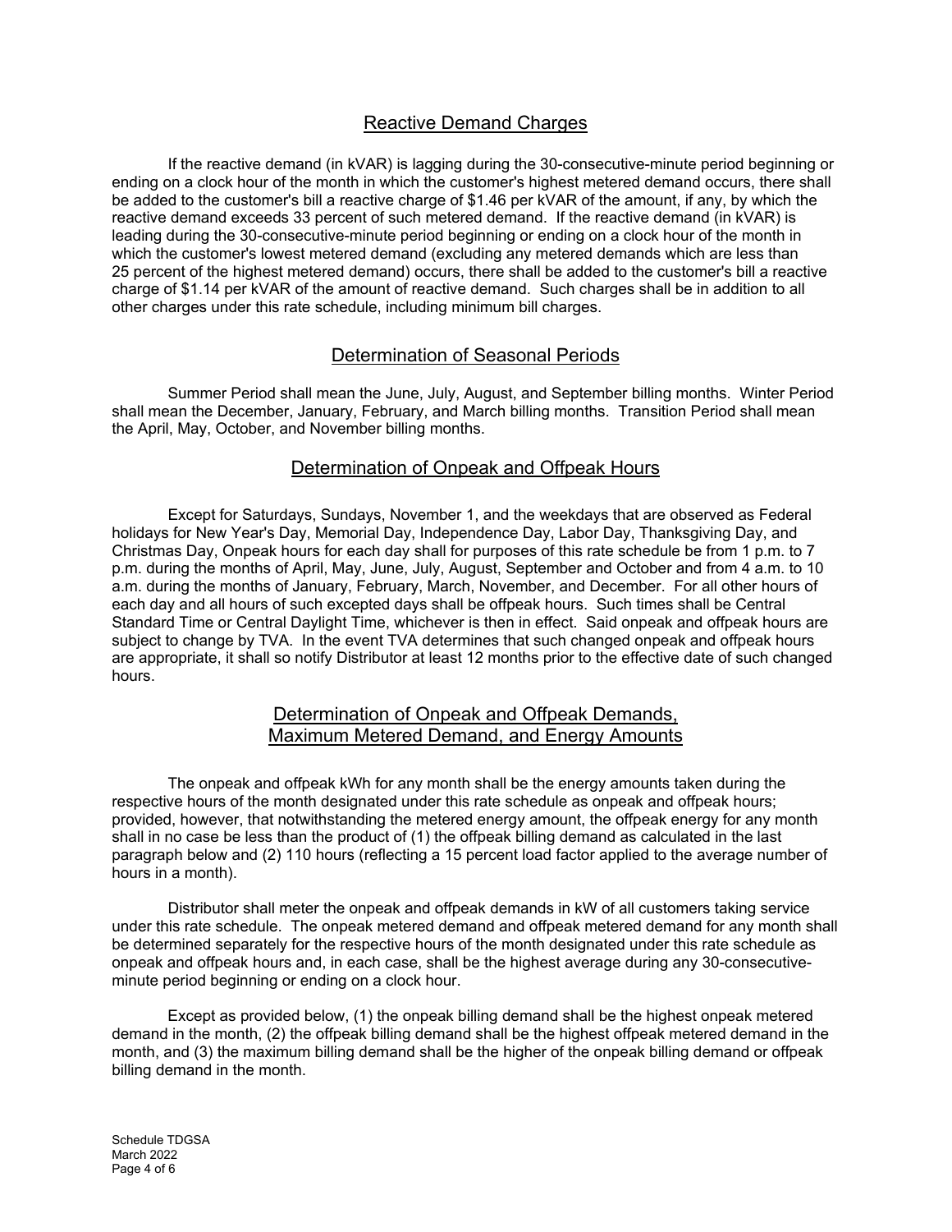## Reactive Demand Charges

If the reactive demand (in kVAR) is lagging during the 30-consecutive-minute period beginning or ending on a clock hour of the month in which the customer's highest metered demand occurs, there shall be added to the customer's bill a reactive charge of $1.46 per kVAR of the amount, if any, by which the reactive demand exceeds 33 percent of such metered demand. If the reactive demand (in kVAR) is leading during the 30-consecutive-minute period beginning or ending on a clock hour of the month in which the customer's lowest metered demand (excluding any metered demands which are less than 25 percent of the highest metered demand) occurs, there shall be added to the customer's bill a reactive charge of $1.14 per kVAR of the amount of reactive demand. Such charges shall be in addition to all other charges under this rate schedule, including minimum bill charges.

## Determination of Seasonal Periods

Summer Period shall mean the June, July, August, and September billing months. Winter Period shall mean the December, January, February, and March billing months. Transition Period shall mean the April, May, October, and November billing months.

## Determination of Onpeak and Offpeak Hours

Except for Saturdays, Sundays, November 1, and the weekdays that are observed as Federal holidays for New Year's Day, Memorial Day, Independence Day, Labor Day, Thanksgiving Day, and Christmas Day, Onpeak hours for each day shall for purposes of this rate schedule be from 1 p.m. to 7 p.m. during the months of April, May, June, July, August, September and October and from 4 a.m. to 10 a.m. during the months of January, February, March, November, and December. For all other hours of each day and all hours of such excepted days shall be offpeak hours. Such times shall be Central Standard Time or Central Daylight Time, whichever is then in effect. Said onpeak and offpeak hours are subject to change by TVA. In the event TVA determines that such changed onpeak and offpeak hours are appropriate, it shall so notify Distributor at least 12 months prior to the effective date of such changed hours.

## Determination of Onpeak and Offpeak Demands, Maximum Metered Demand, and Energy Amounts

The onpeak and offpeak kWh for any month shall be the energy amounts taken during the respective hours of the month designated under this rate schedule as onpeak and offpeak hours; provided, however, that notwithstanding the metered energy amount, the offpeak energy for any month shall in no case be less than the product of (1) the offpeak billing demand as calculated in the last paragraph below and (2) 110 hours (reflecting a 15 percent load factor applied to the average number of hours in a month).

Distributor shall meter the onpeak and offpeak demands in kW of all customers taking service under this rate schedule. The onpeak metered demand and offpeak metered demand for any month shall be determined separately for the respective hours of the month designated under this rate schedule as onpeak and offpeak hours and, in each case, shall be the highest average during any 30-consecutive-minute period beginning or ending on a clock hour.

Except as provided below, (1) the onpeak billing demand shall be the highest onpeak metered demand in the month, (2) the offpeak billing demand shall be the highest offpeak metered demand in the month, and (3) the maximum billing demand shall be the higher of the onpeak billing demand or offpeak billing demand in the month.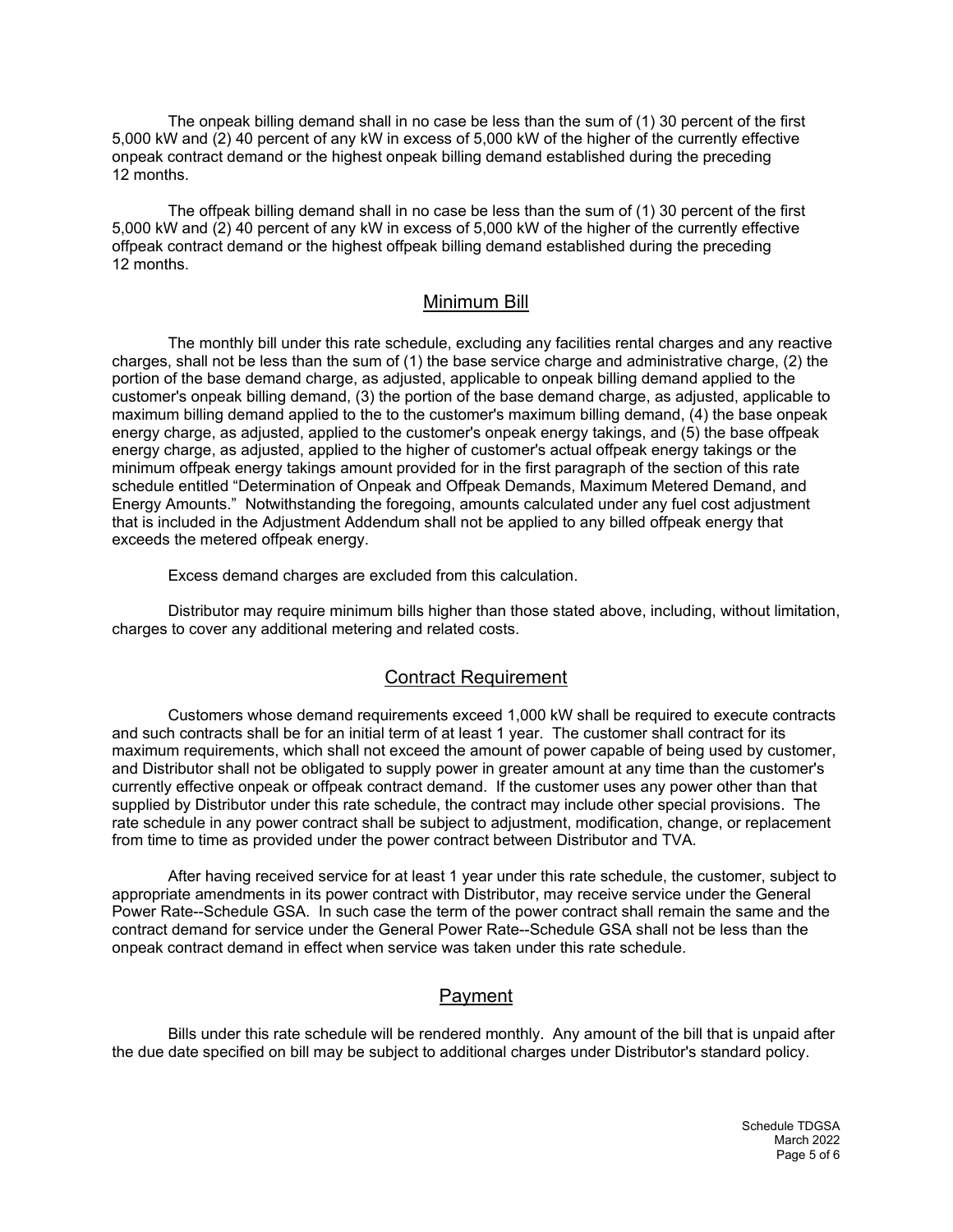The onpeak billing demand shall in no case be less than the sum of (1) 30 percent of the first 5,000 kW and (2) 40 percent of any kW in excess of 5,000 kW of the higher of the currently effective onpeak contract demand or the highest onpeak billing demand established during the preceding 12 months.

The offpeak billing demand shall in no case be less than the sum of (1) 30 percent of the first 5,000 kW and (2) 40 percent of any kW in excess of 5,000 kW of the higher of the currently effective offpeak contract demand or the highest offpeak billing demand established during the preceding 12 months.

## Minimum Bill

The monthly bill under this rate schedule, excluding any facilities rental charges and any reactive charges, shall not be less than the sum of (1) the base service charge and administrative charge, (2) the portion of the base demand charge, as adjusted, applicable to onpeak billing demand applied to the customer's onpeak billing demand, (3) the portion of the base demand charge, as adjusted, applicable to maximum billing demand applied to the to the customer's maximum billing demand, (4) the base onpeak energy charge, as adjusted, applied to the customer's onpeak energy takings, and (5) the base offpeak energy charge, as adjusted, applied to the higher of customer's actual offpeak energy takings or the minimum offpeak energy takings amount provided for in the first paragraph of the section of this rate schedule entitled "Determination of Onpeak and Offpeak Demands, Maximum Metered Demand, and Energy Amounts." Notwithstanding the foregoing, amounts calculated under any fuel cost adjustment that is included in the Adjustment Addendum shall not be applied to any billed offpeak energy that exceeds the metered offpeak energy.

Excess demand charges are excluded from this calculation.

Distributor may require minimum bills higher than those stated above, including, without limitation, charges to cover any additional metering and related costs.

## Contract Requirement

Customers whose demand requirements exceed 1,000 kW shall be required to execute contracts and such contracts shall be for an initial term of at least 1 year. The customer shall contract for its maximum requirements, which shall not exceed the amount of power capable of being used by customer, and Distributor shall not be obligated to supply power in greater amount at any time than the customer's currently effective onpeak or offpeak contract demand. If the customer uses any power other than that supplied by Distributor under this rate schedule, the contract may include other special provisions. The rate schedule in any power contract shall be subject to adjustment, modification, change, or replacement from time to time as provided under the power contract between Distributor and TVA.

After having received service for at least 1 year under this rate schedule, the customer, subject to appropriate amendments in its power contract with Distributor, may receive service under the General Power Rate--Schedule GSA. In such case the term of the power contract shall remain the same and the contract demand for service under the General Power Rate--Schedule GSA shall not be less than the onpeak contract demand in effect when service was taken under this rate schedule.

## Payment

Bills under this rate schedule will be rendered monthly. Any amount of the bill that is unpaid after the due date specified on bill may be subject to additional charges under Distributor's standard policy.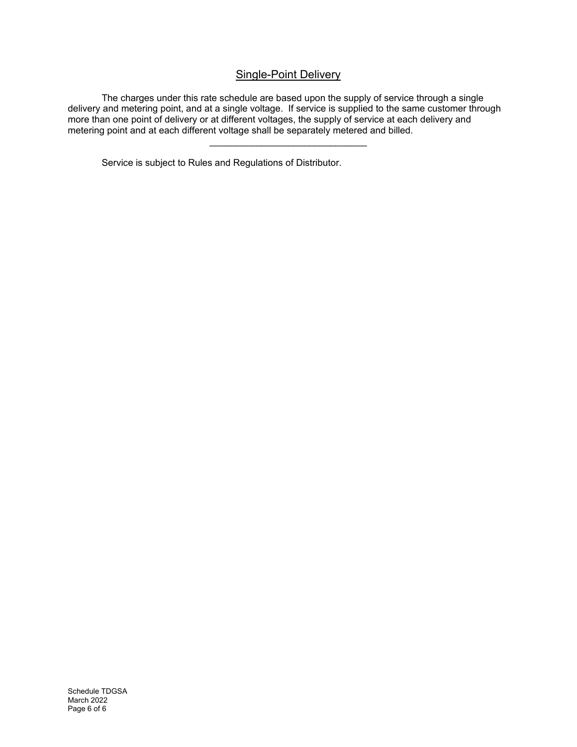## Single-Point Delivery

The charges under this rate schedule are based upon the supply of service through a single delivery and metering point, and at a single voltage. If service is supplied to the same customer through more than one point of delivery or at different voltages, the supply of service at each delivery and metering point and at each different voltage shall be separately metered and billed.

---

Service is subject to Rules and Regulations of Distributor.

Schedule TDGSA
March 2022